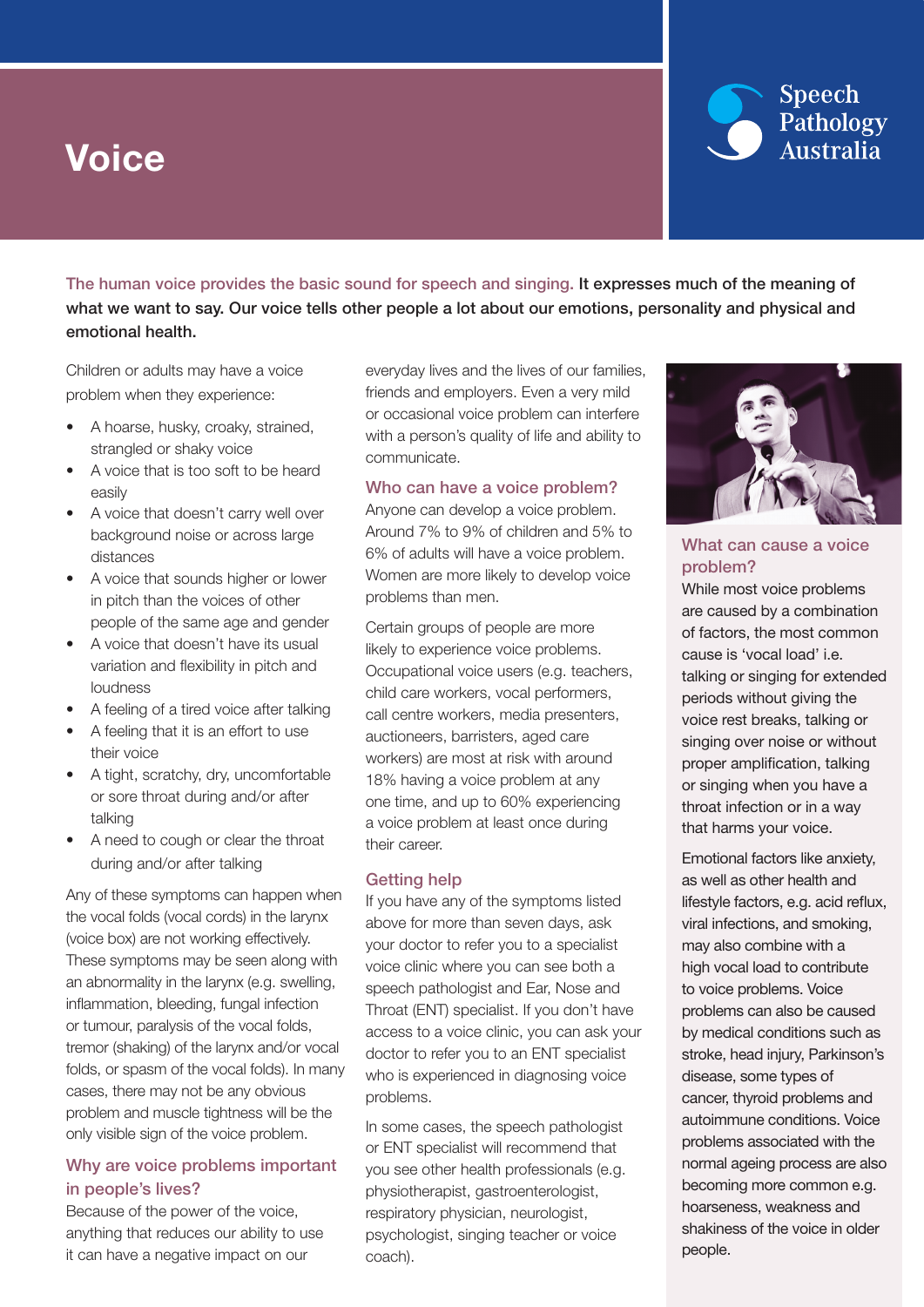# Voice

Speech Pathology Australia

The human voice provides the basic sound for speech and singing. **It expresses much of the meaning of what we want to say. Our voice tells other people a lot about our emotions, personality and physical and emotional health.**

Children or adults may have a voice problem when they experience:

- A hoarse, husky, croaky, strained, strangled or shaky voice
- A voice that is too soft to be heard easily
- A voice that doesn't carry well over background noise or across large distances
- A voice that sounds higher or lower in pitch than the voices of other people of the same age and gender
- A voice that doesn't have its usual variation and flexibility in pitch and loudness
- A feeling of a tired voice after talking
- A feeling that it is an effort to use their voice
- A tight, scratchy, dry, uncomfortable or sore throat during and/or after talking
- A need to cough or clear the throat during and/or after talking

Any of these symptoms can happen when the vocal folds (vocal cords) in the larynx (voice box) are not working effectively. These symptoms may be seen along with an abnormality in the larynx (e.g. swelling, inflammation, bleeding, fungal infection or tumour, paralysis of the vocal folds, tremor (shaking) of the larynx and/or vocal folds, or spasm of the vocal folds). In many cases, there may not be any obvious problem and muscle tightness will be the only visible sign of the voice problem.

## Why are voice problems important in people's lives?

Because of the power of the voice, anything that reduces our ability to use it can have a negative impact on our everyday lives and the lives of our families, friends and employers. Even a very mild or occasional voice problem can interfere with a person's quality of life and ability to communicate.

## Who can have a voice problem?

Anyone can develop a voice problem. Around 7% to 9% of children and 5% to 6% of adults will have a voice problem. Women are more likely to develop voice problems than men.

Certain groups of people are more likely to experience voice problems. Occupational voice users (e.g. teachers, child care workers, vocal performers, call centre workers, media presenters, auctioneers, barristers, aged care workers) are most at risk with around 18% having a voice problem at any one time, and up to 60% experiencing a voice problem at least once during their career.

## Getting help

If you have any of the symptoms listed above for more than seven days, ask your doctor to refer you to a specialist voice clinic where you can see both a speech pathologist and Ear, Nose and Throat (ENT) specialist. If you don't have access to a voice clinic, you can ask your doctor to refer you to an ENT specialist who is experienced in diagnosing voice problems.

In some cases, the speech pathologist or ENT specialist will recommend that you see other health professionals (e.g. physiotherapist, gastroenterologist, respiratory physician, neurologist, psychologist, singing teacher or voice coach).

## What can cause a voice problem?

While most voice problems are caused by a combination of factors, the most common cause is 'vocal load' i.e. talking or singing for extended periods without giving the voice rest breaks, talking or singing over noise or without proper amplification, talking or singing when you have a throat infection or in a way that harms your voice.

Emotional factors like anxiety, as well as other health and lifestyle factors, e.g. acid reflux, viral infections, and smoking, may also combine with a high vocal load to contribute to voice problems. Voice problems can also be caused by medical conditions such as stroke, head injury, Parkinson's disease, some types of cancer, thyroid problems and autoimmune conditions. Voice problems associated with the normal ageing process are also becoming more common e.g. hoarseness, weakness and shakiness of the voice in older people.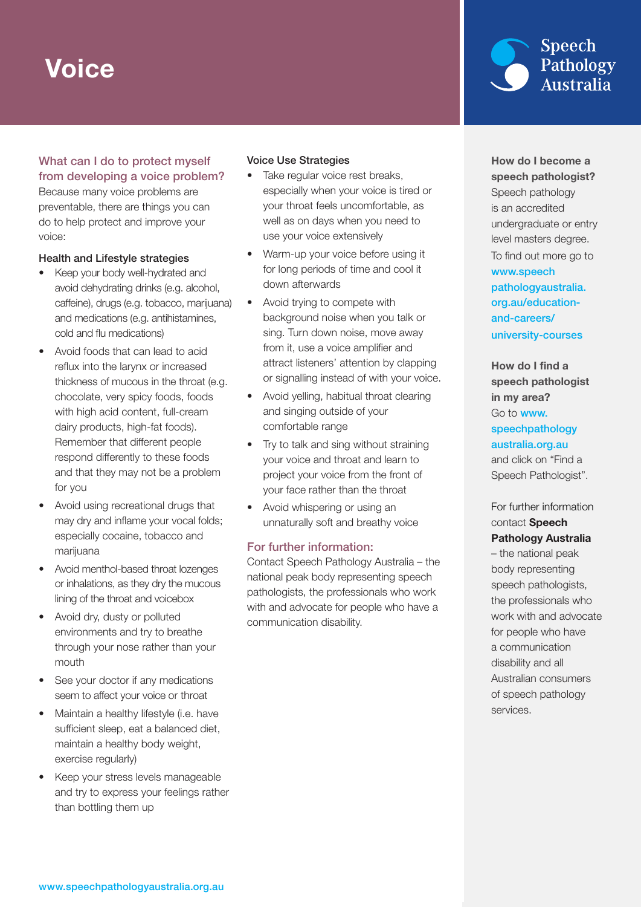# Voice

Speech Pathology Australia

## What can I do to protect myself from developing a voice problem?

Because many voice problems are preventable, there are things you can do to help protect and improve your voice:

### Health and Lifestyle strategies

- Keep your body well-hydrated and avoid dehydrating drinks (e.g. alcohol, caffeine), drugs (e.g. tobacco, marijuana) and medications (e.g. antihistamines, cold and flu medications)
- Avoid foods that can lead to acid reflux into the larynx or increased thickness of mucous in the throat (e.g. chocolate, very spicy foods, foods with high acid content, full-cream dairy products, high-fat foods). Remember that different people respond differently to these foods and that they may not be a problem for you
- Avoid using recreational drugs that may dry and inflame your vocal folds; especially cocaine, tobacco and marijuana
- Avoid menthol-based throat lozenges or inhalations, as they dry the mucous lining of the throat and voicebox
- Avoid dry, dusty or polluted environments and try to breathe through your nose rather than your mouth
- See your doctor if any medications seem to affect your voice or throat
- Maintain a healthy lifestyle (i.e. have sufficient sleep, eat a balanced diet, maintain a healthy body weight, exercise regularly)
- Keep your stress levels manageable and try to express your feelings rather than bottling them up

### Voice Use Strategies

- Take regular voice rest breaks, especially when your voice is tired or your throat feels uncomfortable, as well as on days when you need to use your voice extensively
- Warm-up your voice before using it for long periods of time and cool it down afterwards
- Avoid trying to compete with background noise when you talk or sing. Turn down noise, move away from it, use a voice amplifier and attract listeners' attention by clapping or signalling instead of with your voice.
- Avoid yelling, habitual throat clearing and singing outside of your comfortable range
- Try to talk and sing without straining your voice and throat and learn to project your voice from the front of your face rather than the throat
- Avoid whispering or using an unnaturally soft and breathy voice

## For further information:

Contact Speech Pathology Australia – the national peak body representing speech pathologists, the professionals who work with and advocate for people who have a communication disability.

**How do I become a speech pathologist?**
Speech pathology is an accredited undergraduate or entry level masters degree. To find out more go to www.speechpathologyaustralia.org.au/education-and-careers/university-courses

**How do I find a speech pathologist in my area?**
Go to www.speechpathologyaustralia.org.au and click on "Find a Speech Pathologist".

For further information contact **Speech Pathology Australia** – the national peak body representing speech pathologists, the professionals who work with and advocate for people who have a communication disability and all Australian consumers of speech pathology services.

www.speechpathologyaustralia.org.au